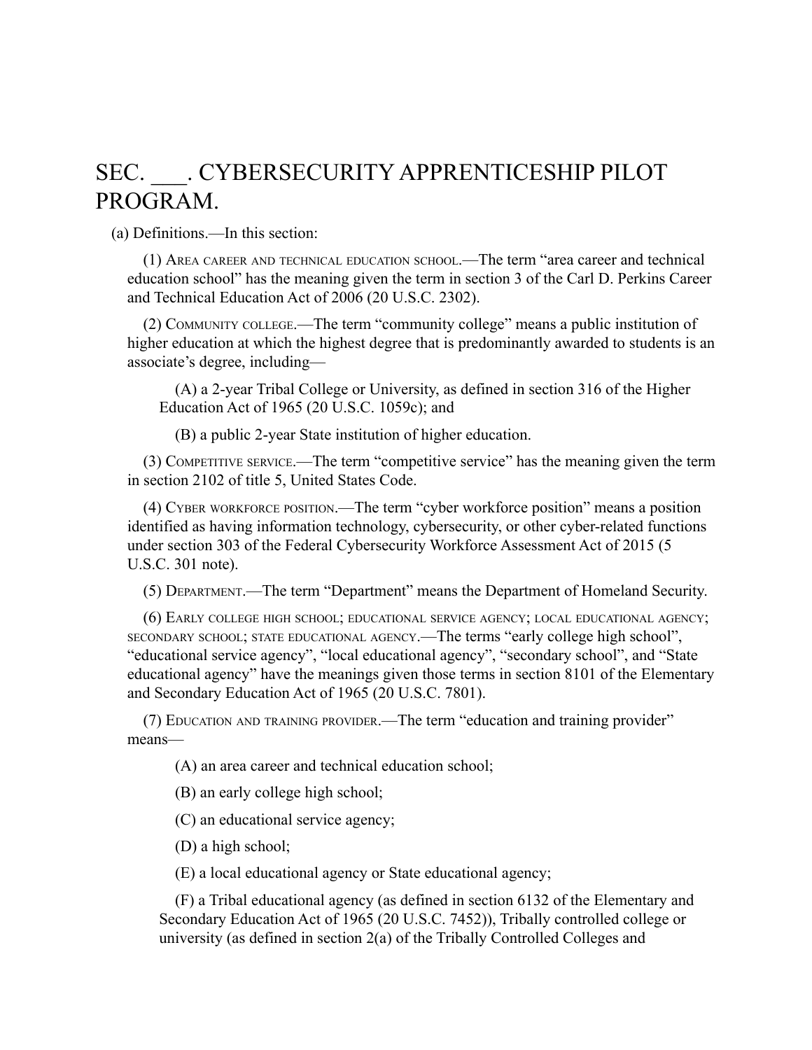# SEC. ___. CYBERSECURITY APPRENTICESHIP PILOT PROGRAM.

(a) Definitions.—In this section:

(1) Area career and technical education school.—The term “area career and technical education school” has the meaning given the term in section 3 of the Carl D. Perkins Career and Technical Education Act of 2006 (20 U.S.C. 2302).

(2) Community college.—The term “community college” means a public institution of higher education at which the highest degree that is predominantly awarded to students is an associate’s degree, including—

(A) a 2-year Tribal College or University, as defined in section 316 of the Higher Education Act of 1965 (20 U.S.C. 1059c); and

(B) a public 2-year State institution of higher education.

(3) Competitive service.—The term “competitive service” has the meaning given the term in section 2102 of title 5, United States Code.

(4) Cyber workforce position.—The term “cyber workforce position” means a position identified as having information technology, cybersecurity, or other cyber-related functions under section 303 of the Federal Cybersecurity Workforce Assessment Act of 2015 (5 U.S.C. 301 note).

(5) Department.—The term “Department” means the Department of Homeland Security.

(6) Early college high school; educational service agency; local educational agency; secondary school; state educational agency.—The terms “early college high school”, “educational service agency”, “local educational agency”, “secondary school”, and “State educational agency” have the meanings given those terms in section 8101 of the Elementary and Secondary Education Act of 1965 (20 U.S.C. 7801).

(7) Education and training provider.—The term “education and training provider” means—

(A) an area career and technical education school;

(B) an early college high school;

(C) an educational service agency;

(D) a high school;

(E) a local educational agency or State educational agency;

(F) a Tribal educational agency (as defined in section 6132 of the Elementary and Secondary Education Act of 1965 (20 U.S.C. 7452)), Tribally controlled college or university (as defined in section 2(a) of the Tribally Controlled Colleges and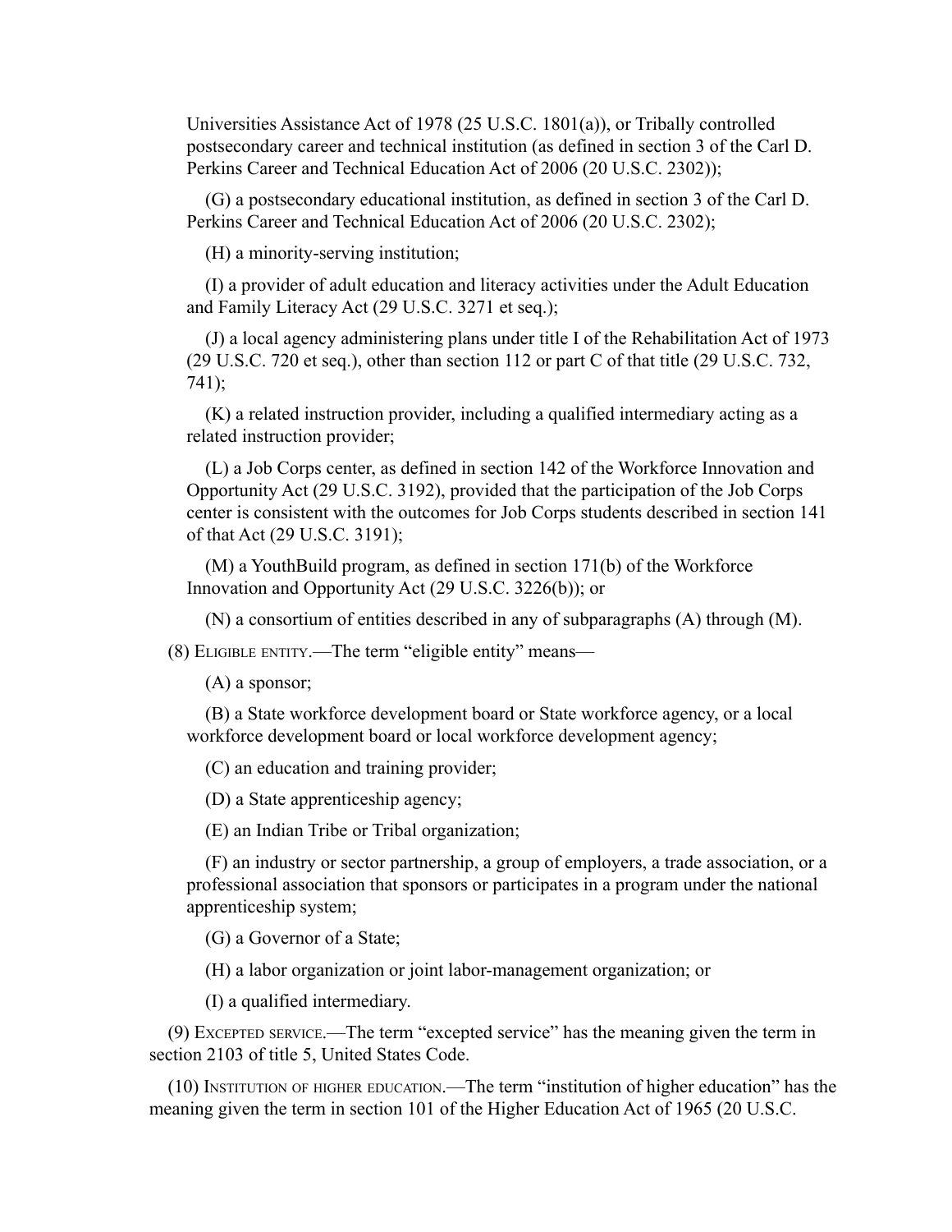Universities Assistance Act of 1978 (25 U.S.C. 1801(a)), or Tribally controlled postsecondary career and technical institution (as defined in section 3 of the Carl D. Perkins Career and Technical Education Act of 2006 (20 U.S.C. 2302));

(G) a postsecondary educational institution, as defined in section 3 of the Carl D. Perkins Career and Technical Education Act of 2006 (20 U.S.C. 2302);

(H) a minority-serving institution;

(I) a provider of adult education and literacy activities under the Adult Education and Family Literacy Act (29 U.S.C. 3271 et seq.);

(J) a local agency administering plans under title I of the Rehabilitation Act of 1973 (29 U.S.C. 720 et seq.), other than section 112 or part C of that title (29 U.S.C. 732, 741);

(K) a related instruction provider, including a qualified intermediary acting as a related instruction provider;

(L) a Job Corps center, as defined in section 142 of the Workforce Innovation and Opportunity Act (29 U.S.C. 3192), provided that the participation of the Job Corps center is consistent with the outcomes for Job Corps students described in section 141 of that Act (29 U.S.C. 3191);

(M) a YouthBuild program, as defined in section 171(b) of the Workforce Innovation and Opportunity Act (29 U.S.C. 3226(b)); or

(N) a consortium of entities described in any of subparagraphs (A) through (M).

(8) Eligible entity.—The term "eligible entity" means—

(A) a sponsor;

(B) a State workforce development board or State workforce agency, or a local workforce development board or local workforce development agency;

(C) an education and training provider;

(D) a State apprenticeship agency;

(E) an Indian Tribe or Tribal organization;

(F) an industry or sector partnership, a group of employers, a trade association, or a professional association that sponsors or participates in a program under the national apprenticeship system;

(G) a Governor of a State;

(H) a labor organization or joint labor-management organization; or

(I) a qualified intermediary.

(9) Excepted service.—The term "excepted service" has the meaning given the term in section 2103 of title 5, United States Code.

(10) Institution of higher education.—The term "institution of higher education" has the meaning given the term in section 101 of the Higher Education Act of 1965 (20 U.S.C.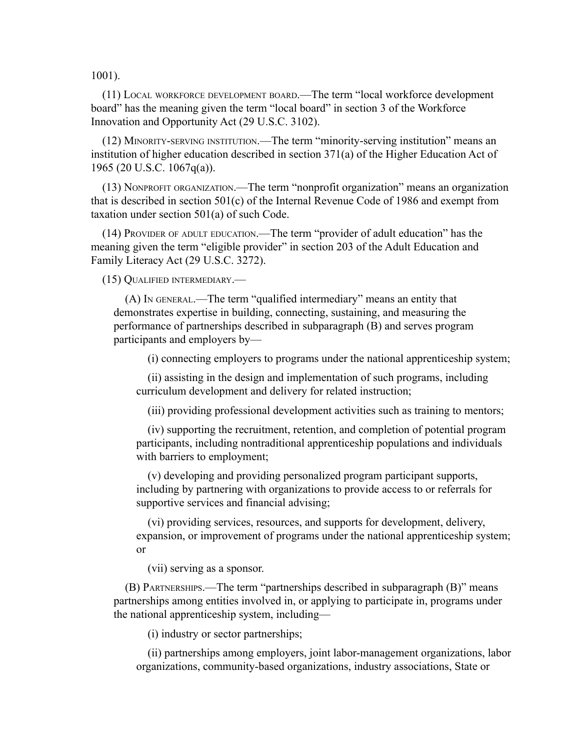1001).

(11) Local workforce development board.—The term “local workforce development board” has the meaning given the term “local board” in section 3 of the Workforce Innovation and Opportunity Act (29 U.S.C. 3102).

(12) Minority-serving institution.—The term “minority-serving institution” means an institution of higher education described in section 371(a) of the Higher Education Act of 1965 (20 U.S.C. 1067q(a)).

(13) Nonprofit organization.—The term “nonprofit organization” means an organization that is described in section 501(c) of the Internal Revenue Code of 1986 and exempt from taxation under section 501(a) of such Code.

(14) Provider of adult education.—The term “provider of adult education” has the meaning given the term “eligible provider” in section 203 of the Adult Education and Family Literacy Act (29 U.S.C. 3272).

(15) Qualified intermediary.—

(A) In general.—The term “qualified intermediary” means an entity that demonstrates expertise in building, connecting, sustaining, and measuring the performance of partnerships described in subparagraph (B) and serves program participants and employers by—

(i) connecting employers to programs under the national apprenticeship system;

(ii) assisting in the design and implementation of such programs, including curriculum development and delivery for related instruction;

(iii) providing professional development activities such as training to mentors;

(iv) supporting the recruitment, retention, and completion of potential program participants, including nontraditional apprenticeship populations and individuals with barriers to employment;

(v) developing and providing personalized program participant supports, including by partnering with organizations to provide access to or referrals for supportive services and financial advising;

(vi) providing services, resources, and supports for development, delivery, expansion, or improvement of programs under the national apprenticeship system; or

(vii) serving as a sponsor.

(B) Partnerships.—The term “partnerships described in subparagraph (B)” means partnerships among entities involved in, or applying to participate in, programs under the national apprenticeship system, including—

(i) industry or sector partnerships;

(ii) partnerships among employers, joint labor-management organizations, labor organizations, community-based organizations, industry associations, State or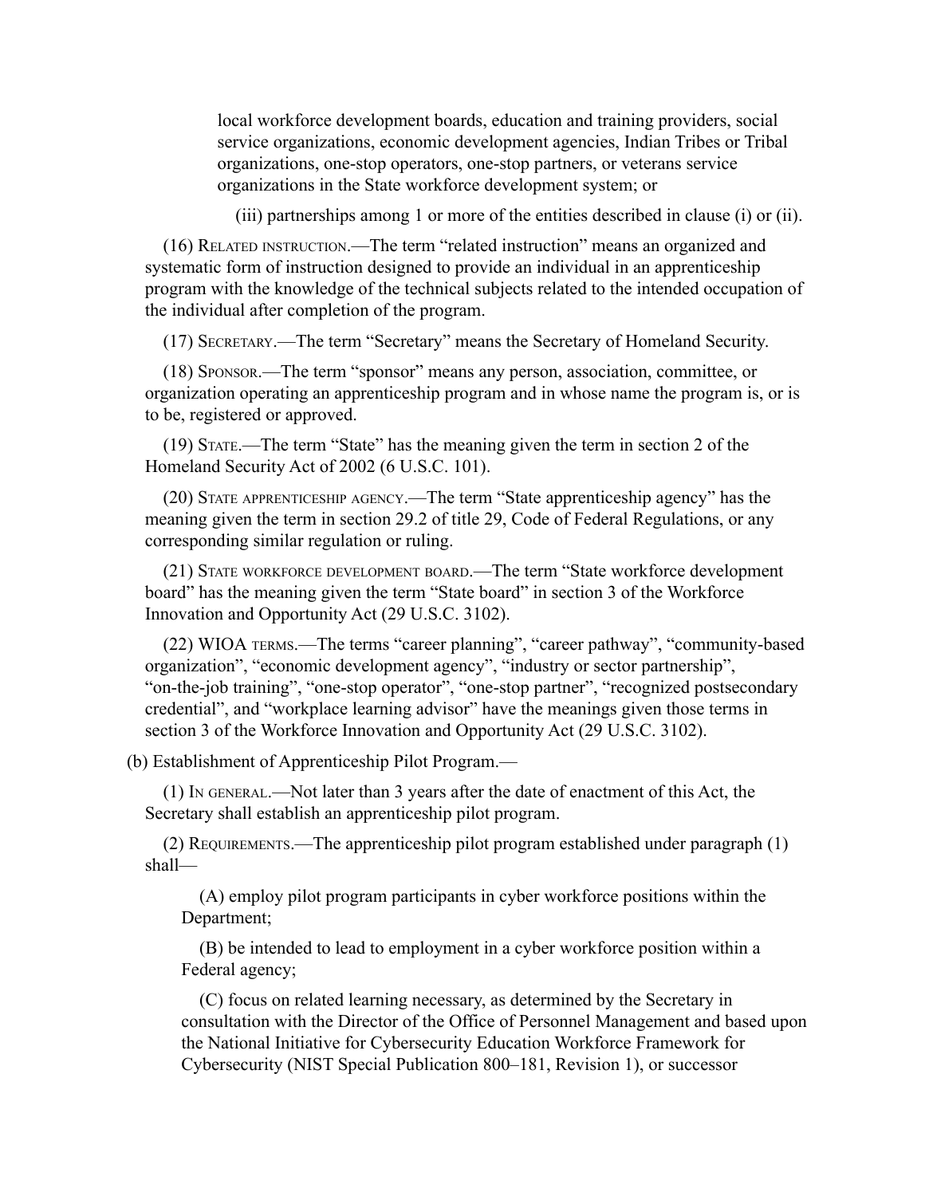local workforce development boards, education and training providers, social service organizations, economic development agencies, Indian Tribes or Tribal organizations, one-stop operators, one-stop partners, or veterans service organizations in the State workforce development system; or

(iii) partnerships among 1 or more of the entities described in clause (i) or (ii).

(16) Related instruction.—The term "related instruction" means an organized and systematic form of instruction designed to provide an individual in an apprenticeship program with the knowledge of the technical subjects related to the intended occupation of the individual after completion of the program.

(17) Secretary.—The term "Secretary" means the Secretary of Homeland Security.

(18) Sponsor.—The term "sponsor" means any person, association, committee, or organization operating an apprenticeship program and in whose name the program is, or is to be, registered or approved.

(19) State.—The term "State" has the meaning given the term in section 2 of the Homeland Security Act of 2002 (6 U.S.C. 101).

(20) State apprenticeship agency.—The term "State apprenticeship agency" has the meaning given the term in section 29.2 of title 29, Code of Federal Regulations, or any corresponding similar regulation or ruling.

(21) State workforce development board.—The term "State workforce development board" has the meaning given the term "State board" in section 3 of the Workforce Innovation and Opportunity Act (29 U.S.C. 3102).

(22) WIOA terms.—The terms "career planning", "career pathway", "community-based organization", "economic development agency", "industry or sector partnership", "on-the-job training", "one-stop operator", "one-stop partner", "recognized postsecondary credential", and "workplace learning advisor" have the meanings given those terms in section 3 of the Workforce Innovation and Opportunity Act (29 U.S.C. 3102).

(b) Establishment of Apprenticeship Pilot Program.—

(1) In general.—Not later than 3 years after the date of enactment of this Act, the Secretary shall establish an apprenticeship pilot program.

(2) Requirements.—The apprenticeship pilot program established under paragraph (1) shall—

(A) employ pilot program participants in cyber workforce positions within the Department;

(B) be intended to lead to employment in a cyber workforce position within a Federal agency;

(C) focus on related learning necessary, as determined by the Secretary in consultation with the Director of the Office of Personnel Management and based upon the National Initiative for Cybersecurity Education Workforce Framework for Cybersecurity (NIST Special Publication 800–181, Revision 1), or successor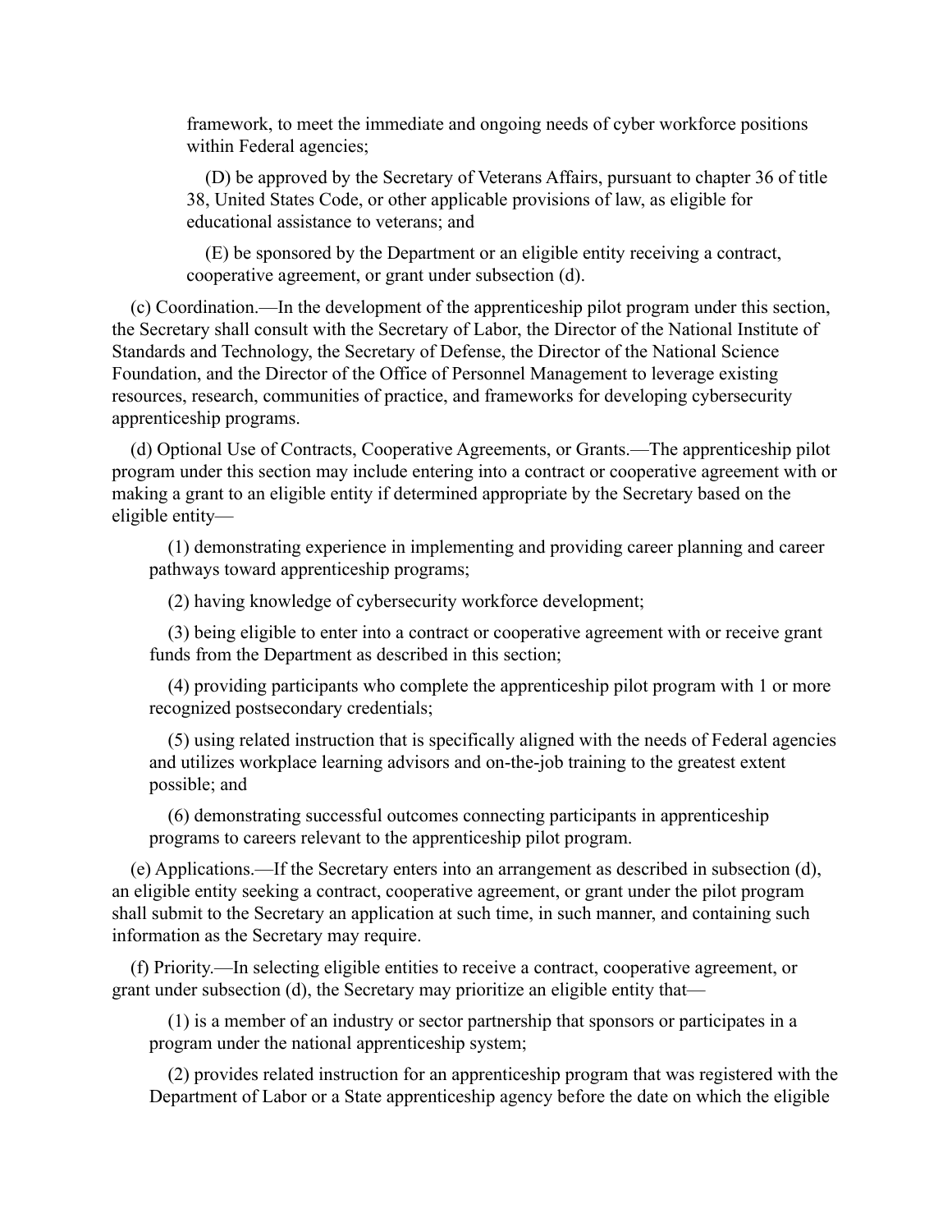framework, to meet the immediate and ongoing needs of cyber workforce positions within Federal agencies;

(D) be approved by the Secretary of Veterans Affairs, pursuant to chapter 36 of title 38, United States Code, or other applicable provisions of law, as eligible for educational assistance to veterans; and

(E) be sponsored by the Department or an eligible entity receiving a contract, cooperative agreement, or grant under subsection (d).

(c) Coordination.—In the development of the apprenticeship pilot program under this section, the Secretary shall consult with the Secretary of Labor, the Director of the National Institute of Standards and Technology, the Secretary of Defense, the Director of the National Science Foundation, and the Director of the Office of Personnel Management to leverage existing resources, research, communities of practice, and frameworks for developing cybersecurity apprenticeship programs.

(d) Optional Use of Contracts, Cooperative Agreements, or Grants.—The apprenticeship pilot program under this section may include entering into a contract or cooperative agreement with or making a grant to an eligible entity if determined appropriate by the Secretary based on the eligible entity—

(1) demonstrating experience in implementing and providing career planning and career pathways toward apprenticeship programs;

(2) having knowledge of cybersecurity workforce development;

(3) being eligible to enter into a contract or cooperative agreement with or receive grant funds from the Department as described in this section;

(4) providing participants who complete the apprenticeship pilot program with 1 or more recognized postsecondary credentials;

(5) using related instruction that is specifically aligned with the needs of Federal agencies and utilizes workplace learning advisors and on-the-job training to the greatest extent possible; and

(6) demonstrating successful outcomes connecting participants in apprenticeship programs to careers relevant to the apprenticeship pilot program.

(e) Applications.—If the Secretary enters into an arrangement as described in subsection (d), an eligible entity seeking a contract, cooperative agreement, or grant under the pilot program shall submit to the Secretary an application at such time, in such manner, and containing such information as the Secretary may require.

(f) Priority.—In selecting eligible entities to receive a contract, cooperative agreement, or grant under subsection (d), the Secretary may prioritize an eligible entity that—

(1) is a member of an industry or sector partnership that sponsors or participates in a program under the national apprenticeship system;

(2) provides related instruction for an apprenticeship program that was registered with the Department of Labor or a State apprenticeship agency before the date on which the eligible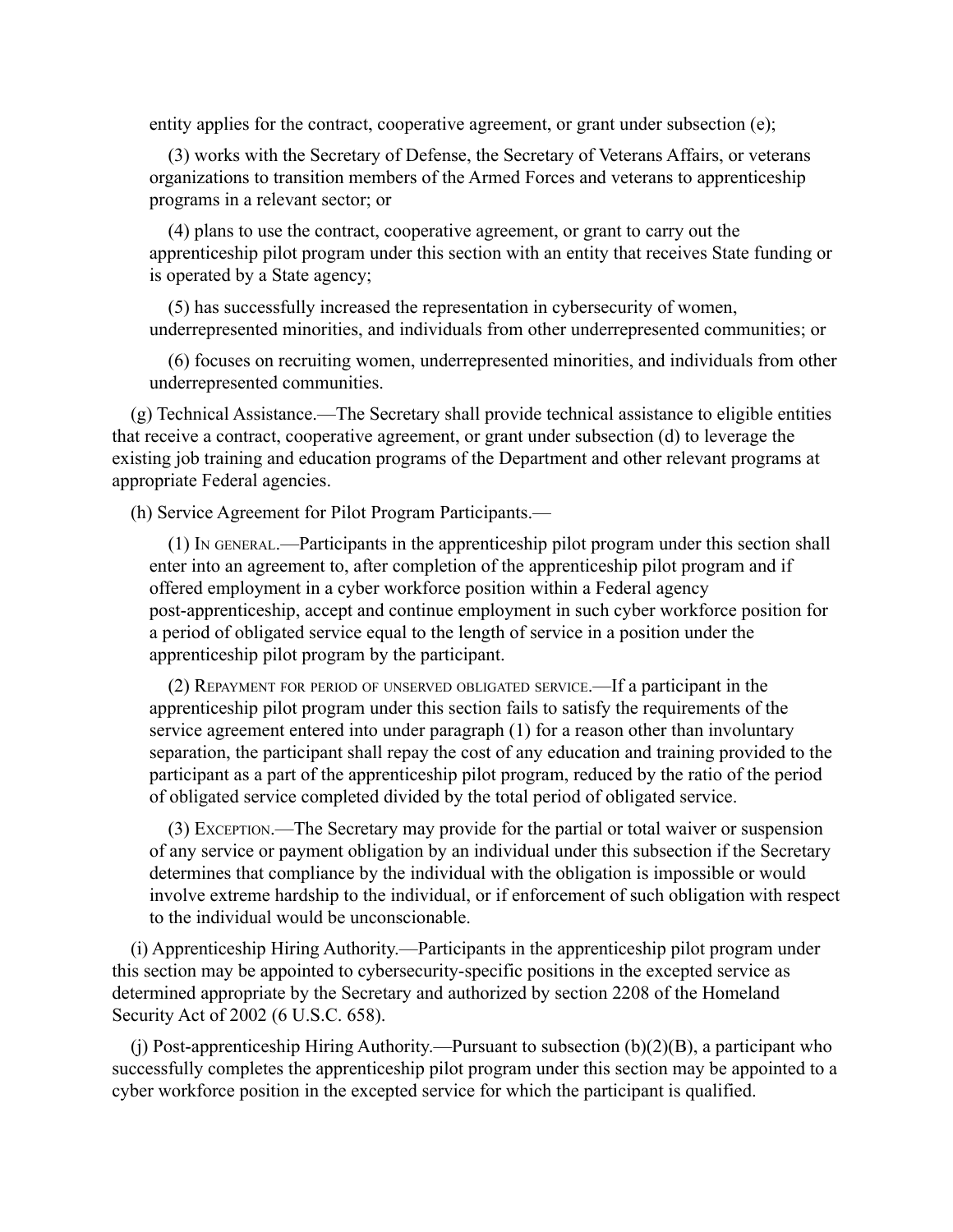entity applies for the contract, cooperative agreement, or grant under subsection (e);

(3) works with the Secretary of Defense, the Secretary of Veterans Affairs, or veterans organizations to transition members of the Armed Forces and veterans to apprenticeship programs in a relevant sector; or

(4) plans to use the contract, cooperative agreement, or grant to carry out the apprenticeship pilot program under this section with an entity that receives State funding or is operated by a State agency;

(5) has successfully increased the representation in cybersecurity of women, underrepresented minorities, and individuals from other underrepresented communities; or

(6) focuses on recruiting women, underrepresented minorities, and individuals from other underrepresented communities.

(g) Technical Assistance.—The Secretary shall provide technical assistance to eligible entities that receive a contract, cooperative agreement, or grant under subsection (d) to leverage the existing job training and education programs of the Department and other relevant programs at appropriate Federal agencies.

(h) Service Agreement for Pilot Program Participants.—

(1) In general.—Participants in the apprenticeship pilot program under this section shall enter into an agreement to, after completion of the apprenticeship pilot program and if offered employment in a cyber workforce position within a Federal agency post-apprenticeship, accept and continue employment in such cyber workforce position for a period of obligated service equal to the length of service in a position under the apprenticeship pilot program by the participant.

(2) Repayment for period of unserved obligated service.—If a participant in the apprenticeship pilot program under this section fails to satisfy the requirements of the service agreement entered into under paragraph (1) for a reason other than involuntary separation, the participant shall repay the cost of any education and training provided to the participant as a part of the apprenticeship pilot program, reduced by the ratio of the period of obligated service completed divided by the total period of obligated service.

(3) Exception.—The Secretary may provide for the partial or total waiver or suspension of any service or payment obligation by an individual under this subsection if the Secretary determines that compliance by the individual with the obligation is impossible or would involve extreme hardship to the individual, or if enforcement of such obligation with respect to the individual would be unconscionable.

(i) Apprenticeship Hiring Authority.—Participants in the apprenticeship pilot program under this section may be appointed to cybersecurity-specific positions in the excepted service as determined appropriate by the Secretary and authorized by section 2208 of the Homeland Security Act of 2002 (6 U.S.C. 658).

(j) Post-apprenticeship Hiring Authority.—Pursuant to subsection (b)(2)(B), a participant who successfully completes the apprenticeship pilot program under this section may be appointed to a cyber workforce position in the excepted service for which the participant is qualified.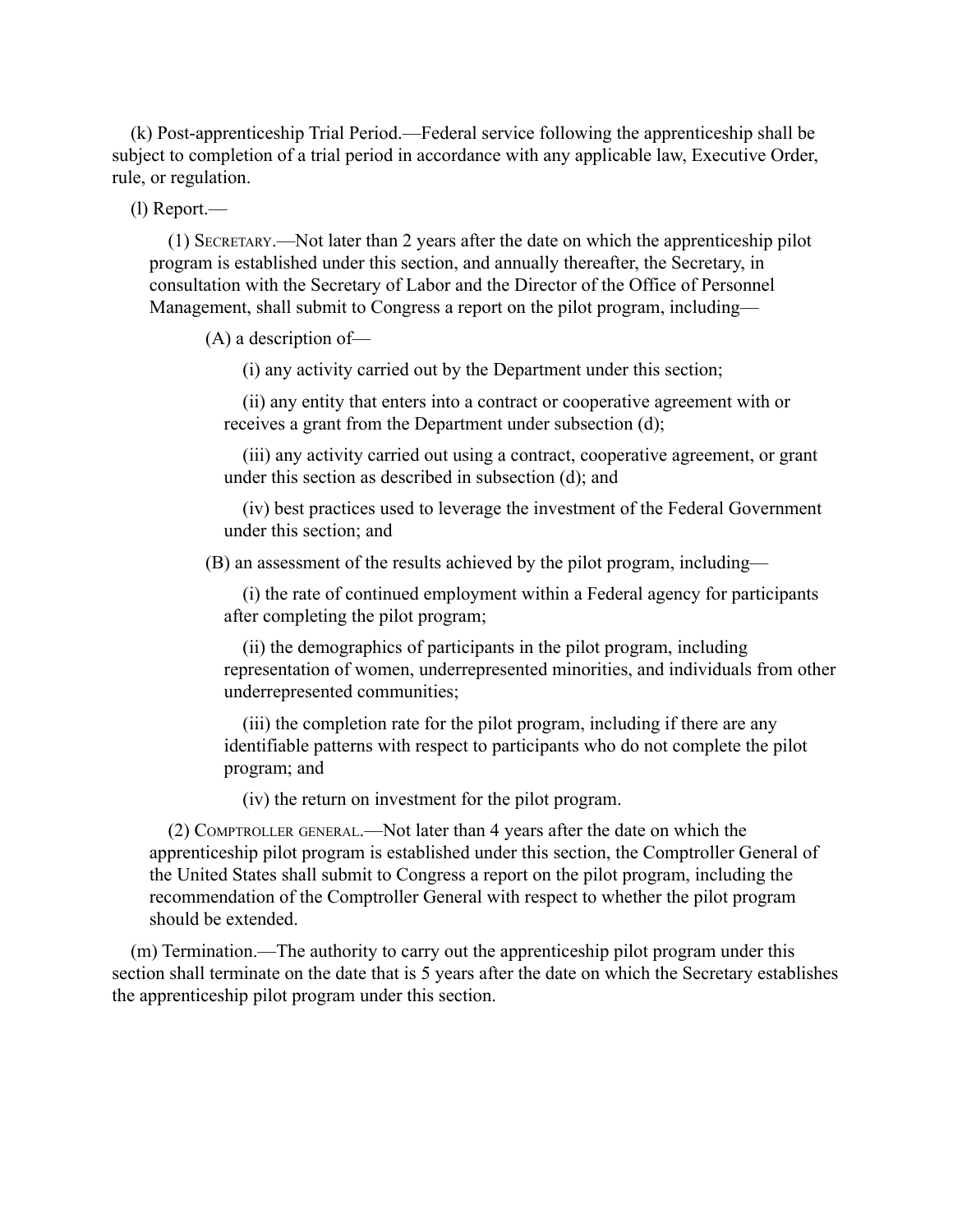(k) Post-apprenticeship Trial Period.—Federal service following the apprenticeship shall be subject to completion of a trial period in accordance with any applicable law, Executive Order, rule, or regulation.

(l) Report.—

(1) Secretary.—Not later than 2 years after the date on which the apprenticeship pilot program is established under this section, and annually thereafter, the Secretary, in consultation with the Secretary of Labor and the Director of the Office of Personnel Management, shall submit to Congress a report on the pilot program, including—

(A) a description of—

(i) any activity carried out by the Department under this section;

(ii) any entity that enters into a contract or cooperative agreement with or receives a grant from the Department under subsection (d);

(iii) any activity carried out using a contract, cooperative agreement, or grant under this section as described in subsection (d); and

(iv) best practices used to leverage the investment of the Federal Government under this section; and

(B) an assessment of the results achieved by the pilot program, including—

(i) the rate of continued employment within a Federal agency for participants after completing the pilot program;

(ii) the demographics of participants in the pilot program, including representation of women, underrepresented minorities, and individuals from other underrepresented communities;

(iii) the completion rate for the pilot program, including if there are any identifiable patterns with respect to participants who do not complete the pilot program; and

(iv) the return on investment for the pilot program.

(2) Comptroller general.—Not later than 4 years after the date on which the apprenticeship pilot program is established under this section, the Comptroller General of the United States shall submit to Congress a report on the pilot program, including the recommendation of the Comptroller General with respect to whether the pilot program should be extended.

(m) Termination.—The authority to carry out the apprenticeship pilot program under this section shall terminate on the date that is 5 years after the date on which the Secretary establishes the apprenticeship pilot program under this section.